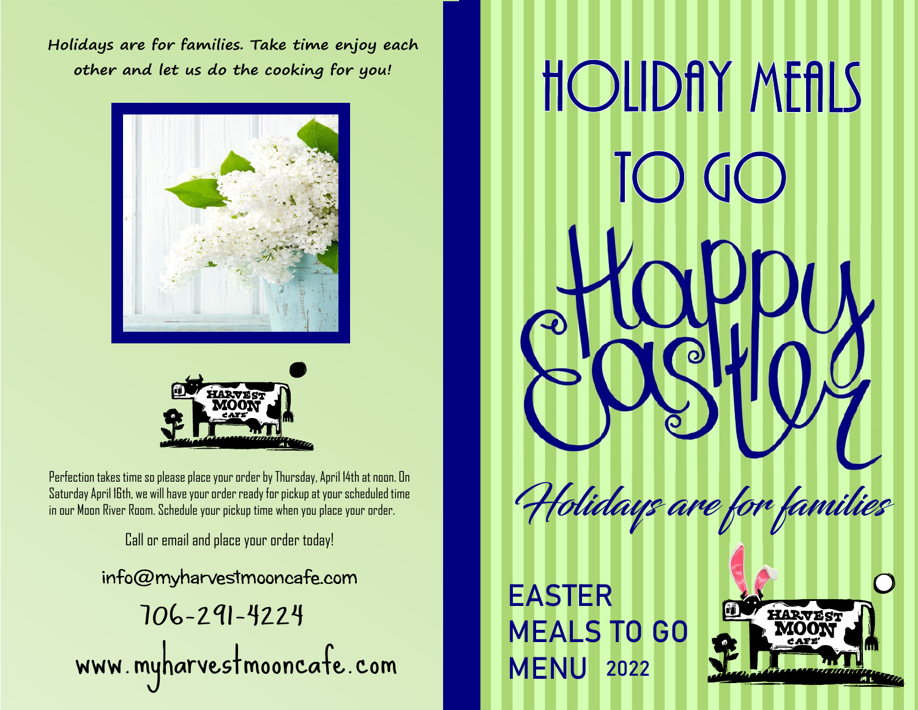**Holidays are for families. Take time enjoy each other and let us do the cooking for you!**

Perfection takes time so please place your order by Thursday, April 14th at noon. On Saturday April 16th, we will have your order ready for pickup at your scheduled time in our Moon River Room. Schedule your pickup time when you place your order.

Call or email and place your order today!

info@myharvestmooncafe.com

706-291-4224

www.myharvestmooncafe.com

# HOLIDAY MEALS TO GO

# Happy Easter

*Holidays are for families*

## EASTER MEALS TO GO MENU 2022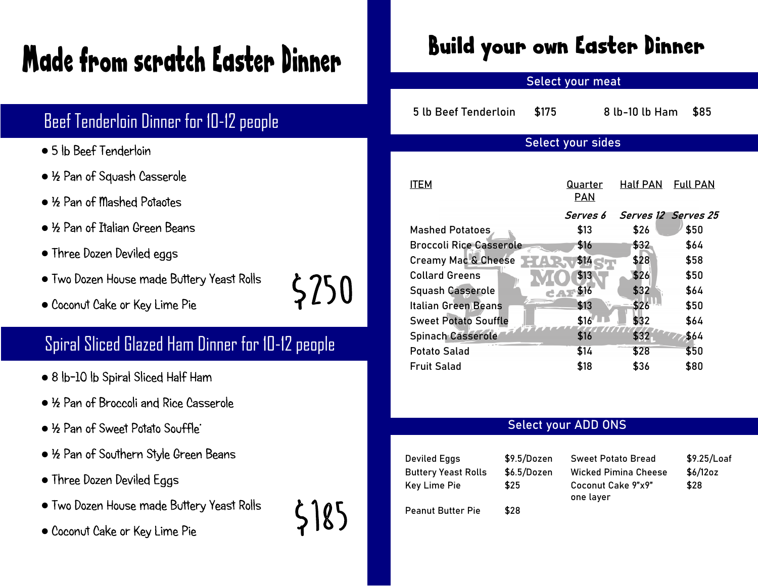# Made from scratch Easter Dinner

## Beef Tenderloin Dinner for 10-12 people

- 5 lb Beef Tenderloin
- ½ Pan of Squash Casserole
- ½ Pan of Mashed Potaotes
- ½ Pan of Italian Green Beans
- Three Dozen Deviled eggs
- Two Dozen House made Buttery Yeast Rolls
- Coconut Cake or Key Lime Pie

$250

## Spiral Sliced Glazed Ham Dinner for 10-12 people

- 8 lb-10 lb Spiral Sliced Half Ham
- ½ Pan of Broccoli and Rice Casserole
- ½ Pan of Sweet Potato Souffle'
- ½ Pan of Southern Style Green Beans
- Three Dozen Deviled Eggs
- Two Dozen House made Buttery Yeast Rolls
- Coconut Cake or Key Lime Pie

$185

# Build your own Easter Dinner

## Select your meat

| | | | |
|---|---|---|---|
| 5 lb Beef Tenderloin | $175 | 8 lb-10 lb Ham | $85 |

## Select your sides

| ITEM | Quarter PAN | Half PAN | Full PAN |
|---|---|---|---|
| | *Serves 6* | *Serves 12* | *Serves 25* |
| Mashed Potatoes | $13 | $26 | $50 |
| Broccoli Rice Casserole | $16 | $32 | $64 |
| Creamy Mac & Cheese | $14 | $28 | $58 |
| Collard Greens | $13 | $26 | $50 |
| Squash Casserole | $16 | $32 | $64 |
| Italian Green Beans | $13 | $26 | $50 |
| Sweet Potato Souffle | $16 | $32 | $64 |
| Spinach Casserole | $16 | $32 | $64 |
| Potato Salad | $14 | $28 | $50 |
| Fruit Salad | $18 | $36 | $80 |

## Select your ADD ONS

| | | | |
|---|---|---|---|
| Deviled Eggs | $9.5/Dozen | Sweet Potato Bread | $9.25/Loaf |
| Buttery Yeast Rolls | $6.5/Dozen | Wicked Pimina Cheese | $6/12oz |
| Key Lime Pie | $25 | Coconut Cake 9"x9" one layer | $28 |
| Peanut Butter Pie | $28 | | |